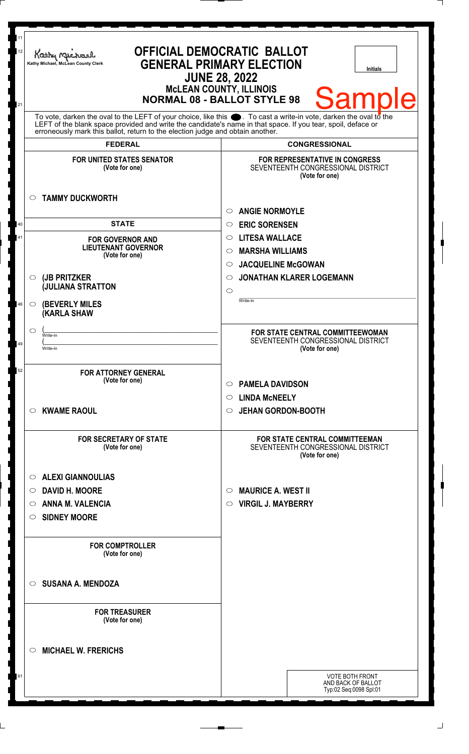Kathy Michael, McLean County Clerk

# OFFICIAL DEMOCRATIC BALLOT
## GENERAL PRIMARY ELECTION
## JUNE 28, 2022
### McLEAN COUNTY, ILLINOIS
### NORMAL 08 - BALLOT STYLE 98

Initials

Sample

To vote, darken the oval to the LEFT of your choice, like this ⬤. To cast a write-in vote, darken the oval to the LEFT of the blank space provided and write the candidate's name in that space. If you tear, spoil, deface or erroneously mark this ballot, return to the election judge and obtain another.

## FEDERAL

**FOR UNITED STATES SENATOR**
(Vote for one)

- ○ **TAMMY DUCKWORTH**

## STATE

**FOR GOVERNOR AND LIEUTENANT GOVERNOR**
(Vote for one)

- ○ **(JB PRITZKER (JULIANA STRATTON**
- ○ **(BEVERLY MILES (KARLA SHAW**
- ○ (______________ Write-in (______________ Write-in

**FOR ATTORNEY GENERAL**
(Vote for one)

- ○ **KWAME RAOUL**

**FOR SECRETARY OF STATE**
(Vote for one)

- ○ **ALEXI GIANNOULIAS**
- ○ **DAVID H. MOORE**
- ○ **ANNA M. VALENCIA**
- ○ **SIDNEY MOORE**

**FOR COMPTROLLER**
(Vote for one)

- ○ **SUSANA A. MENDOZA**

**FOR TREASURER**
(Vote for one)

- ○ **MICHAEL W. FRERICHS**

## CONGRESSIONAL

**FOR REPRESENTATIVE IN CONGRESS**
SEVENTEENTH CONGRESSIONAL DISTRICT
(Vote for one)

- ○ **ANGIE NORMOYLE**
- ○ **ERIC SORENSEN**
- ○ **LITESA WALLACE**
- ○ **MARSHA WILLIAMS**
- ○ **JACQUELINE McGOWAN**
- ○ **JONATHAN KLARER LOGEMANN**
- ○ ______________ Write-in

**FOR STATE CENTRAL COMMITTEEWOMAN**
SEVENTEENTH CONGRESSIONAL DISTRICT
(Vote for one)

- ○ **PAMELA DAVIDSON**
- ○ **LINDA McNEELY**
- ○ **JEHAN GORDON-BOOTH**

**FOR STATE CENTRAL COMMITTEEMAN**
SEVENTEENTH CONGRESSIONAL DISTRICT
(Vote for one)

- ○ **MAURICE A. WEST II**
- ○ **VIRGIL J. MAYBERRY**

VOTE BOTH FRONT AND BACK OF BALLOT
Typ:02 Seq:0098 Spl:01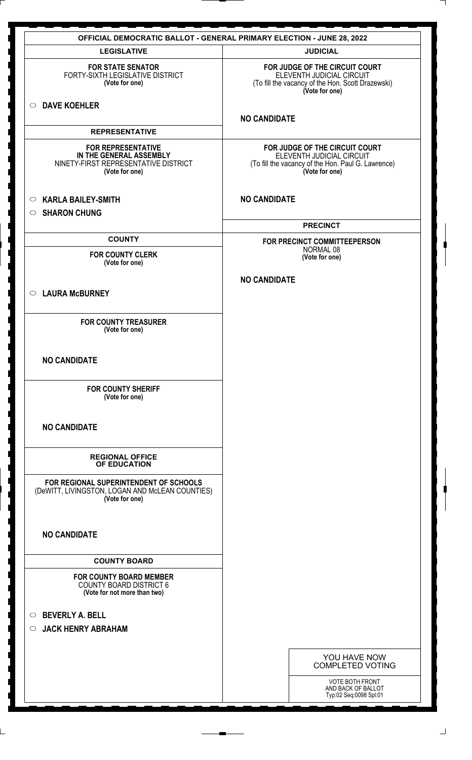# OFFICIAL DEMOCRATIC BALLOT - GENERAL PRIMARY ELECTION - JUNE 28, 2022

## LEGISLATIVE

**FOR STATE SENATOR**
FORTY-SIXTH LEGISLATIVE DISTRICT
**(Vote for one)**

- ○ **DAVE KOEHLER**

## REPRESENTATIVE

**FOR REPRESENTATIVE IN THE GENERAL ASSEMBLY**
NINETY-FIRST REPRESENTATIVE DISTRICT
**(Vote for one)**

- ○ **KARLA BAILEY-SMITH**
- ○ **SHARON CHUNG**

## COUNTY

**FOR COUNTY CLERK**
**(Vote for one)**

- ○ **LAURA McBURNEY**

**FOR COUNTY TREASURER**
**(Vote for one)**

**NO CANDIDATE**

**FOR COUNTY SHERIFF**
**(Vote for one)**

**NO CANDIDATE**

## REGIONAL OFFICE OF EDUCATION

**FOR REGIONAL SUPERINTENDENT OF SCHOOLS**
(DeWITT, LIVINGSTON, LOGAN AND McLEAN COUNTIES)
**(Vote for one)**

**NO CANDIDATE**

## COUNTY BOARD

**FOR COUNTY BOARD MEMBER**
COUNTY BOARD DISTRICT 6
**(Vote for not more than two)**

- ○ **BEVERLY A. BELL**
- ○ **JACK HENRY ABRAHAM**

## JUDICIAL

**FOR JUDGE OF THE CIRCUIT COURT**
ELEVENTH JUDICIAL CIRCUIT
(To fill the vacancy of the Hon. Scott Drazewski)
**(Vote for one)**

**NO CANDIDATE**

**FOR JUDGE OF THE CIRCUIT COURT**
ELEVENTH JUDICIAL CIRCUIT
(To fill the vacancy of the Hon. Paul G. Lawrence)
**(Vote for one)**

**NO CANDIDATE**

## PRECINCT

**FOR PRECINCT COMMITTEEPERSON**
NORMAL 08
**(Vote for one)**

**NO CANDIDATE**

YOU HAVE NOW COMPLETED VOTING

VOTE BOTH FRONT AND BACK OF BALLOT
Typ:02 Seq:0098 Spl:01